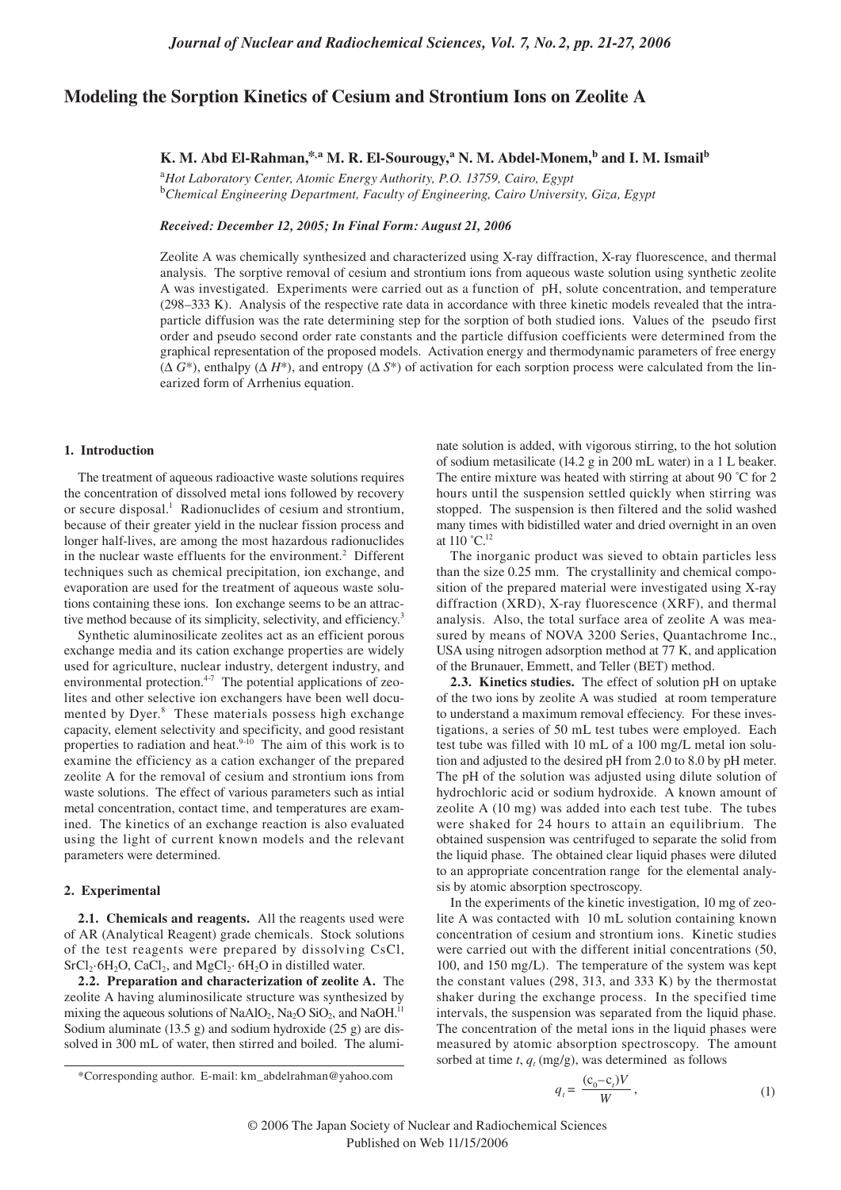# Modeling the Sorption Kinetics of Cesium and Strontium Ions on Zeolite A

**K. M. Abd El-Rahman,[*,a] M. R. El-Sourougy,[a] N. M. Abdel-Monem,[b] and I. M. Ismail[b]**

[a]*Hot Laboratory Center, Atomic Energy Authority, P.O. 13759, Cairo, Egypt*
[b]*Chemical Engineering Department, Faculty of Engineering, Cairo University, Giza, Egypt*

*Received: December 12, 2005; In Final Form: August 21, 2006*

Zeolite A was chemically synthesized and characterized using X-ray diffraction, X-ray fluorescence, and thermal analysis. The sorptive removal of cesium and strontium ions from aqueous waste solution using synthetic zeolite A was investigated. Experiments were carried out as a function of pH, solute concentration, and temperature (298–333 K). Analysis of the respective rate data in accordance with three kinetic models revealed that the intraparticle diffusion was the rate determining step for the sorption of both studied ions. Values of the pseudo first order and pseudo second order rate constants and the particle diffusion coefficients were determined from the graphical representation of the proposed models. Activation energy and thermodynamic parameters of free energy ($\Delta G^*$), enthalpy ($\Delta H^*$), and entropy ($\Delta S^*$) of activation for each sorption process were calculated from the linearized form of Arrhenius equation.

## 1. Introduction

The treatment of aqueous radioactive waste solutions requires the concentration of dissolved metal ions followed by recovery or secure disposal.[1] Radionuclides of cesium and strontium, because of their greater yield in the nuclear fission process and longer half-lives, are among the most hazardous radionuclides in the nuclear waste effluents for the environment.[2] Different techniques such as chemical precipitation, ion exchange, and evaporation are used for the treatment of aqueous waste solutions containing these ions. Ion exchange seems to be an attractive method because of its simplicity, selectivity, and efficiency.[3]

Synthetic aluminosilicate zeolites act as an efficient porous exchange media and its cation exchange properties are widely used for agriculture, nuclear industry, detergent industry, and environmental protection.[4-7] The potential applications of zeolites and other selective ion exchangers have been well documented by Dyer.[8] These materials possess high exchange capacity, element selectivity and specificity, and good resistant properties to radiation and heat.[9-10] The aim of this work is to examine the efficiency as a cation exchanger of the prepared zeolite A for the removal of cesium and strontium ions from waste solutions. The effect of various parameters such as intial metal concentration, contact time, and temperatures are examined. The kinetics of an exchange reaction is also evaluated using the light of current known models and the relevant parameters were determined.

## 2. Experimental

**2.1. Chemicals and reagents.** All the reagents used were of AR (Analytical Reagent) grade chemicals. Stock solutions of the test reagents were prepared by dissolving CsCl, $SrCl_2 \cdot 6H_2O$, $CaCl_2$, and $MgCl_2 \cdot 6H_2O$ in distilled water.

**2.2. Preparation and characterization of zeolite A.** The zeolite A having aluminosilicate structure was synthesized by mixing the aqueous solutions of $NaAlO_2$, $Na_2O\ SiO_2$, and NaOH.[11] Sodium aluminate (13.5 g) and sodium hydroxide (25 g) are dissolved in 300 mL of water, then stirred and boiled. The aluminate solution is added, with vigorous stirring, to the hot solution of sodium metasilicate (14.2 g in 200 mL water) in a 1 L beaker. The entire mixture was heated with stirring at about 90 ˚C for 2 hours until the suspension settled quickly when stirring was stopped. The suspension is then filtered and the solid washed many times with bidistilled water and dried overnight in an oven at 110 ˚C.[12]

The inorganic product was sieved to obtain particles less than the size 0.25 mm. The crystallinity and chemical composition of the prepared material were investigated using X-ray diffraction (XRD), X-ray fluorescence (XRF), and thermal analysis. Also, the total surface area of zeolite A was measured by means of NOVA 3200 Series, Quantachrome Inc., USA using nitrogen adsorption method at 77 K, and application of the Brunauer, Emmett, and Teller (BET) method.

**2.3. Kinetics studies.** The effect of solution pH on uptake of the two ions by zeolite A was studied at room temperature to understand a maximum removal effeciency. For these investigations, a series of 50 mL test tubes were employed. Each test tube was filled with 10 mL of a 100 mg/L metal ion solution and adjusted to the desired pH from 2.0 to 8.0 by pH meter. The pH of the solution was adjusted using dilute solution of hydrochloric acid or sodium hydroxide. A known amount of zeolite A (10 mg) was added into each test tube. The tubes were shaked for 24 hours to attain an equilibrium. The obtained suspension was centrifuged to separate the solid from the liquid phase. The obtained clear liquid phases were diluted to an appropriate concentration range for the elemental analysis by atomic absorption spectroscopy.

In the experiments of the kinetic investigation, 10 mg of zeolite A was contacted with 10 mL solution containing known concentration of cesium and strontium ions. Kinetic studies were carried out with the different initial concentrations (50, 100, and 150 mg/L). The temperature of the system was kept the constant values (298, 313, and 333 K) by the thermostat shaker during the exchange process. In the specified time intervals, the suspension was separated from the liquid phase. The concentration of the metal ions in the liquid phases were measured by atomic absorption spectroscopy. The amount sorbed at time $t$, $q_t$ (mg/g), was determined as follows

$$q_t = \frac{(c_0 - c_t)V}{W}, \tag{1}$$

*Corresponding author. E-mail: km_abdelrahman@yahoo.com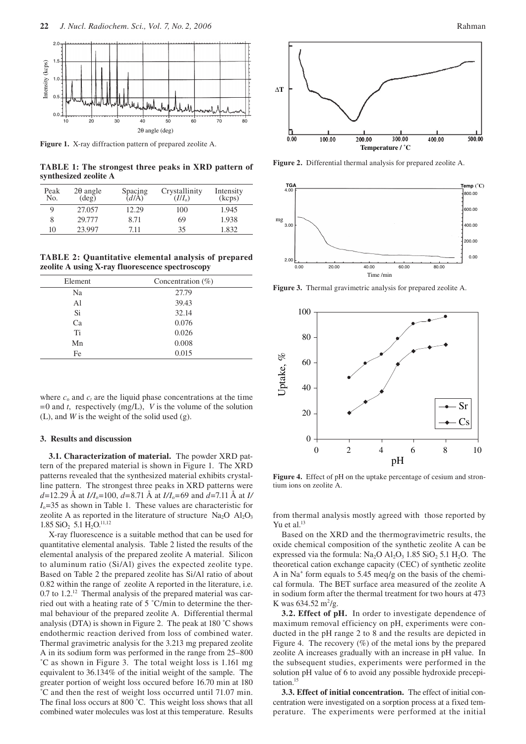**Figure 1.** X-ray diffraction pattern of prepared zeolite A.

**TABLE 1: The strongest three peaks in XRD pattern of synthesized zeolite A**

| Peak No. | 2θ angle (deg) | Spacing (d/Å) | Crystallinity ($I/I_o$) | Intensity (kcps) |
|---|---|---|---|---|
| 9 | 27.057 | 12.29 | 100 | 1.945 |
| 8 | 29.777 | 8.71 | 69 | 1.938 |
| 10 | 23.997 | 7.11 | 35 | 1.832 |

**TABLE 2: Quantitative elemental analysis of prepared zeolite A using X-ray fluorescence spectroscopy**

| Element | Concentration (%) |
|---|---|
| Na | 27.79 |
| Al | 39.43 |
| Si | 32.14 |
| Ca | 0.076 |
| Ti | 0.026 |
| Mn | 0.008 |
| Fe | 0.015 |

where $c_o$ and $c_t$ are the liquid phase concentrations at the time =0 and $t$, respectively (mg/L), $V$ is the volume of the solution (L), and $W$ is the weight of the solid used (g).

### 3. Results and discussion

**3.1. Characterization of material.** The powder XRD pattern of the prepared material is shown in Figure 1. The XRD patterns revealed that the synthesized material exhibits crystalline pattern. The strongest three peaks in XRD patterns were $d$=12.29 Å at $I/I_o$=100, $d$=8.71 Å at $I/I_o$=69 and $d$=7.11 Å at $I/I_o$=35 as shown in Table 1. These values are characteristic for zeolite A as reported in the literature of structure $Na_2O$ $Al_2O_3$ 1.85 $SiO_2$ 5.1 $H_2O$.[11,12]

X-ray fluorescence is a suitable method that can be used for quantitative elemental analysis. Table 2 listed the results of the elemental analysis of the prepared zeolite A material. Silicon to aluminum ratio (Si/Al) gives the expected zeolite type. Based on Table 2 the prepared zeolite has Si/Al ratio of about 0.82 within the range of zeolite A reported in the literature, i.e. 0.7 to 1.2.[12] Thermal analysis of the prepared material was carried out with a heating rate of 5 °C/min to determine the thermal behaviour of the prepared zeolite A. Differential thermal analysis (DTA) is shown in Figure 2. The peak at 180 °C shows endothermic reaction derived from loss of combined water. Thermal gravimetric analysis for the 3.213 mg prepared zeolite A in its sodium form was performed in the range from 25–800 °C as shown in Figure 3. The total weight loss is 1.161 mg equivalent to 36.134% of the initial weight of the sample. The greater portion of weight loss occured before 16.70 min at 180 °C and then the rest of weight loss occurred until 71.07 min. The final loss occurs at 800 °C. This weight loss shows that all combined water molecules was lost at this temperature. Results from thermal analysis mostly agreed with those reported by Yu et al.[13]

**Figure 2.** Differential thermal analysis for prepared zeolite A.

**Figure 3.** Thermal gravimetric analysis for prepared zeolite A.

**Figure 4.** Effect of pH on the uptake percentage of cesium and strontium ions on zeolite A.

Based on the XRD and the thermogravimetric results, the oxide chemical composition of the synthetic zeolite A can be expressed via the formula: $Na_2O$ $Al_2O_3$ 1.85 $SiO_2$ 5.1 $H_2O$. The theoretical cation exchange capacity (CEC) of synthetic zeolite A in $Na^+$ form equals to 5.45 meq/g on the basis of the chemical formula. The BET surface area measured of the zeolite A in sodium form after the thermal treatment for two hours at 473 K was 634.52 $m^2$/g.

**3.2. Effect of pH.** In order to investigate dependence of maximum removal efficiency on pH, experiments were conducted in the pH range 2 to 8 and the results are depicted in Figure 4. The recovery (%) of the metal ions by the prepared zeolite A increases gradually with an increase in pH value. In the subsequent studies, experiments were performed in the solution pH value of 6 to avoid any possible hydroxide precepitation.[15]

**3.3. Effect of initial concentration.** The effect of initial concentration were investigated on a sorption process at a fixed temperature. The experiments were performed at the initial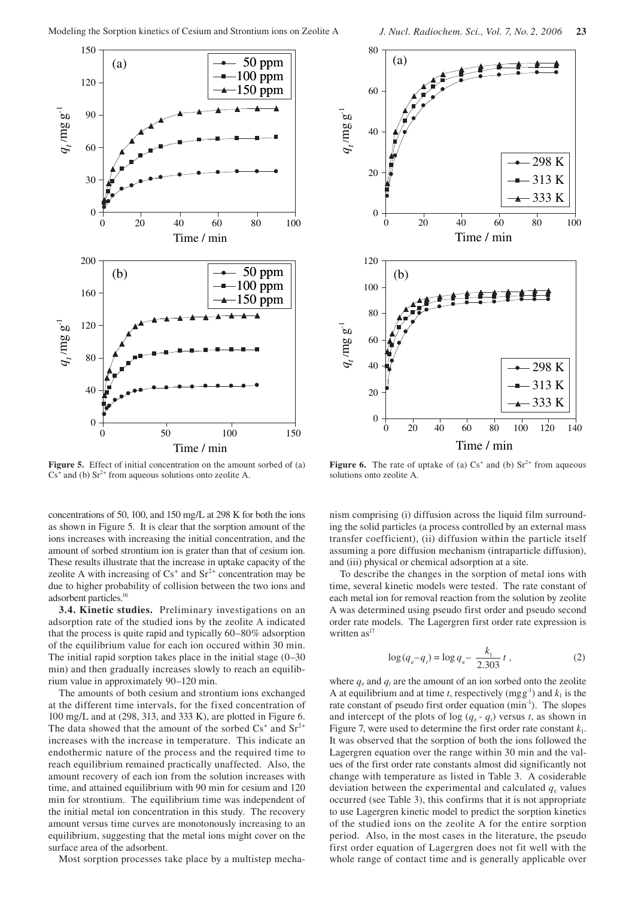**Figure 5.** Effect of initial concentration on the amount sorbed of (a) $Cs^+$ and (b) $Sr^{2+}$ from aqueous solutions onto zeolite A.

**Figure 6.** The rate of uptake of (a) $Cs^+$ and (b) $Sr^{2+}$ from aqueous solutions onto zeolite A.

concentrations of 50, 100, and 150 mg/L at 298 K for both the ions as shown in Figure 5. It is clear that the sorption amount of the ions increases with increasing the initial concentration, and the amount of sorbed strontium ion is grater than that of cesium ion. These results illustrate that the increase in uptake capacity of the zeolite A with increasing of $Cs^+$ and $Sr^{2+}$ concentration may be due to higher probability of collision between the two ions and adsorbent particles.[16]

**3.4. Kinetic studies.** Preliminary investigations on an adsorption rate of the studied ions by the zeolite A indicated that the process is quite rapid and typically 60–80% adsorption of the equilibrium value for each ion occured within 30 min. The initial rapid sorption takes place in the initial stage (0–30 min) and then gradually increases slowly to reach an equilibrium value in approximately 90–120 min.

The amounts of both cesium and strontium ions exchanged at the different time intervals, for the fixed concentration of 100 mg/L and at (298, 313, and 333 K), are plotted in Figure 6. The data showed that the amount of the sorbed $Cs^+$ and $Sr^{2+}$ increases with the increase in temperature. This indicate an endothermic nature of the process and the required time to reach equilibrium remained practically unaffected. Also, the amount recovery of each ion from the solution increases with time, and attained equilibrium with 90 min for cesium and 120 min for strontium. The equilibrium time was independent of the initial metal ion concentration in this study. The recovery amount versus time curves are monotonously increasing to an equilibrium, suggesting that the metal ions might cover on the surface area of the adsorbent.

Most sorption processes take place by a multistep mechanism comprising (i) diffusion across the liquid film surrounding the solid particles (a process controlled by an external mass transfer coefficient), (ii) diffusion within the particle itself assuming a pore diffusion mechanism (intraparticle diffusion), and (iii) physical or chemical adsorption at a site.

To describe the changes in the sorption of metal ions with time, several kinetic models were tested. The rate constant of each metal ion for removal reaction from the solution by zeolite A was determined using pseudo first order and pseudo second order rate models. The Lagergren first order rate expression is written as[17]

$$\log(q_e - q_t) = \log q_e - \frac{k_1}{2.303}\,t\,, \qquad (2)$$

where $q_e$ and $q_t$ are the amount of an ion sorbed onto the zeolite A at equilibrium and at time $t$, respectively ($mg g^{-1}$) and $k_1$ is the rate constant of pseudo first order equation ($min^{-1}$). The slopes and intercept of the plots of log ($q_e$ - $q_t$) versus $t$, as shown in Figure 7, were used to determine the first order rate constant $k_1$. It was observed that the sorption of both the ions followed the Lagergren equation over the range within 30 min and the values of the first order rate constants almost did significantly not change with temperature as listed in Table 3. A cosiderable deviation between the experimental and calculated $q_e$ values occurred (see Table 3), this confirms that it is not appropriate to use Lagergren kinetic model to predict the sorption kinetics of the studied ions on the zeolite A for the entire sorption period. Also, in the most cases in the literature, the pseudo first order equation of Lagergren does not fit well with the whole range of contact time and is generally applicable over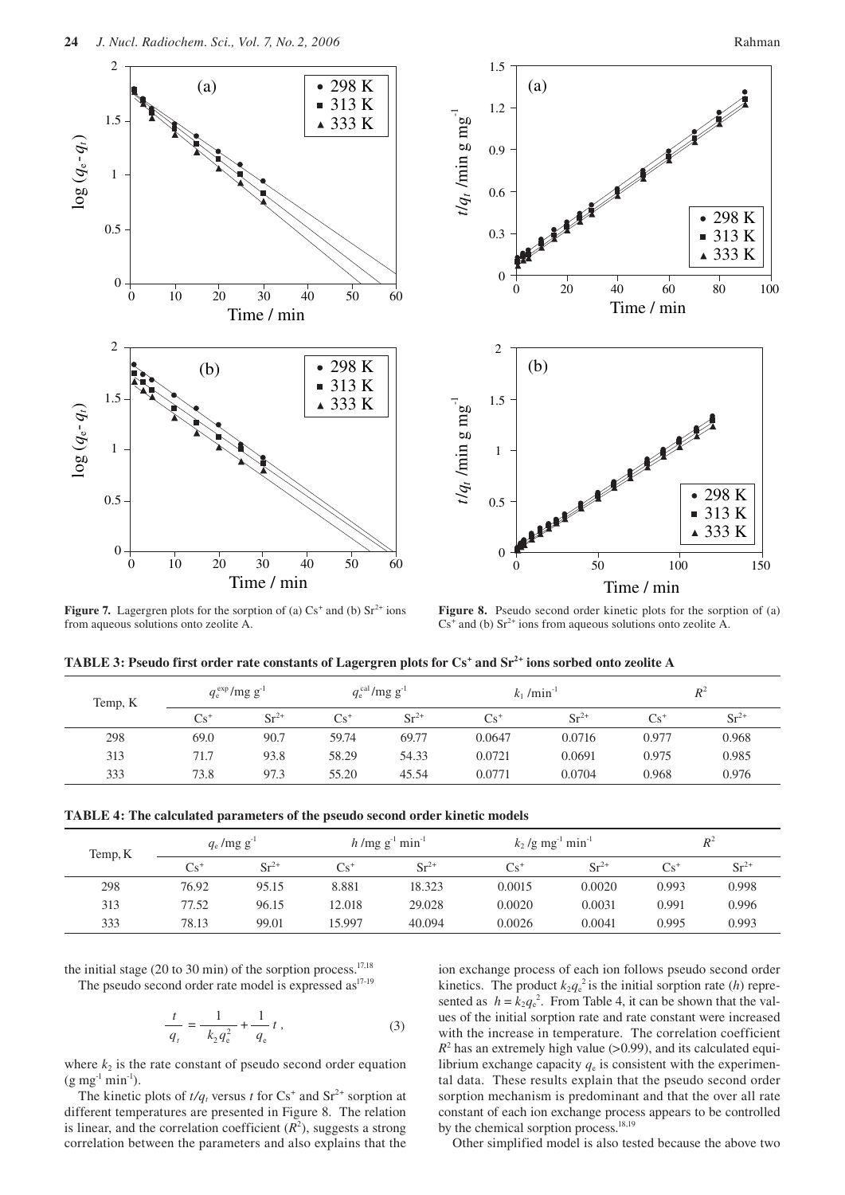**Figure 7.** Lagergren plots for the sorption of (a) $Cs^+$ and (b) $Sr^{2+}$ ions from aqueous solutions onto zeolite A.

**Figure 8.** Pseudo second order kinetic plots for the sorption of (a) $Cs^+$ and (b) $Sr^{2+}$ ions from aqueous solutions onto zeolite A.

**TABLE 3: Pseudo first order rate constants of Lagergren plots for $Cs^+$ and $Sr^{2+}$ ions sorbed onto zeolite A**

| Temp, K | $q_e^{exp}$/mg g$^{-1}$ | | $q_e^{cal}$/mg g$^{-1}$ | | $k_1$ /min$^{-1}$ | | $R^2$ | |
|---|---|---|---|---|---|---|---|---|
| | $Cs^+$ | $Sr^{2+}$ | $Cs^+$ | $Sr^{2+}$ | $Cs^+$ | $Sr^{2+}$ | $Cs^+$ | $Sr^{2+}$ |
| 298 | 69.0 | 90.7 | 59.74 | 69.77 | 0.0647 | 0.0716 | 0.977 | 0.968 |
| 313 | 71.7 | 93.8 | 58.29 | 54.33 | 0.0721 | 0.0691 | 0.975 | 0.985 |
| 333 | 73.8 | 97.3 | 55.20 | 45.54 | 0.0771 | 0.0704 | 0.968 | 0.976 |

**TABLE 4: The calculated parameters of the pseudo second order kinetic models**

| Temp, K | $q_e$ /mg g$^{-1}$ | | $h$ /mg g$^{-1}$ min$^{-1}$ | | $k_2$ /g mg$^{-1}$ min$^{-1}$ | | $R^2$ | |
|---|---|---|---|---|---|---|---|---|
| | $Cs^+$ | $Sr^{2+}$ | $Cs^+$ | $Sr^{2+}$ | $Cs^+$ | $Sr^{2+}$ | $Cs^+$ | $Sr^{2+}$ |
| 298 | 76.92 | 95.15 | 8.881 | 18.323 | 0.0015 | 0.0020 | 0.993 | 0.998 |
| 313 | 77.52 | 96.15 | 12.018 | 29.028 | 0.0020 | 0.0031 | 0.991 | 0.996 |
| 333 | 78.13 | 99.01 | 15.997 | 40.094 | 0.0026 | 0.0041 | 0.995 | 0.993 |

the initial stage (20 to 30 min) of the sorption process.[17,18]

The pseudo second order rate model is expressed as[17-19]

$$\frac{t}{q_t} = \frac{1}{k_2 q_e^2} + \frac{1}{q_e} t, \tag{3}$$

where $k_2$ is the rate constant of pseudo second order equation (g mg$^{-1}$ min$^{-1}$).

The kinetic plots of $t/q_t$ versus $t$ for $Cs^+$ and $Sr^{2+}$ sorption at different temperatures are presented in Figure 8. The relation is linear, and the correlation coefficient ($R^2$), suggests a strong correlation between the parameters and also explains that the ion exchange process of each ion follows pseudo second order kinetics. The product $k_2 q_e^2$ is the initial sorption rate ($h$) represented as $h = k_2 q_e^2$. From Table 4, it can be shown that the values of the initial sorption rate and rate constant were increased with the increase in temperature. The correlation coefficient $R^2$ has an extremely high value (>0.99), and its calculated equilibrium exchange capacity $q_e$ is consistent with the experimental data. These results explain that the pseudo second order sorption mechanism is predominant and that the over all rate constant of each ion exchange process appears to be controlled by the chemical sorption process.[18,19]

Other simplified model is also tested because the above two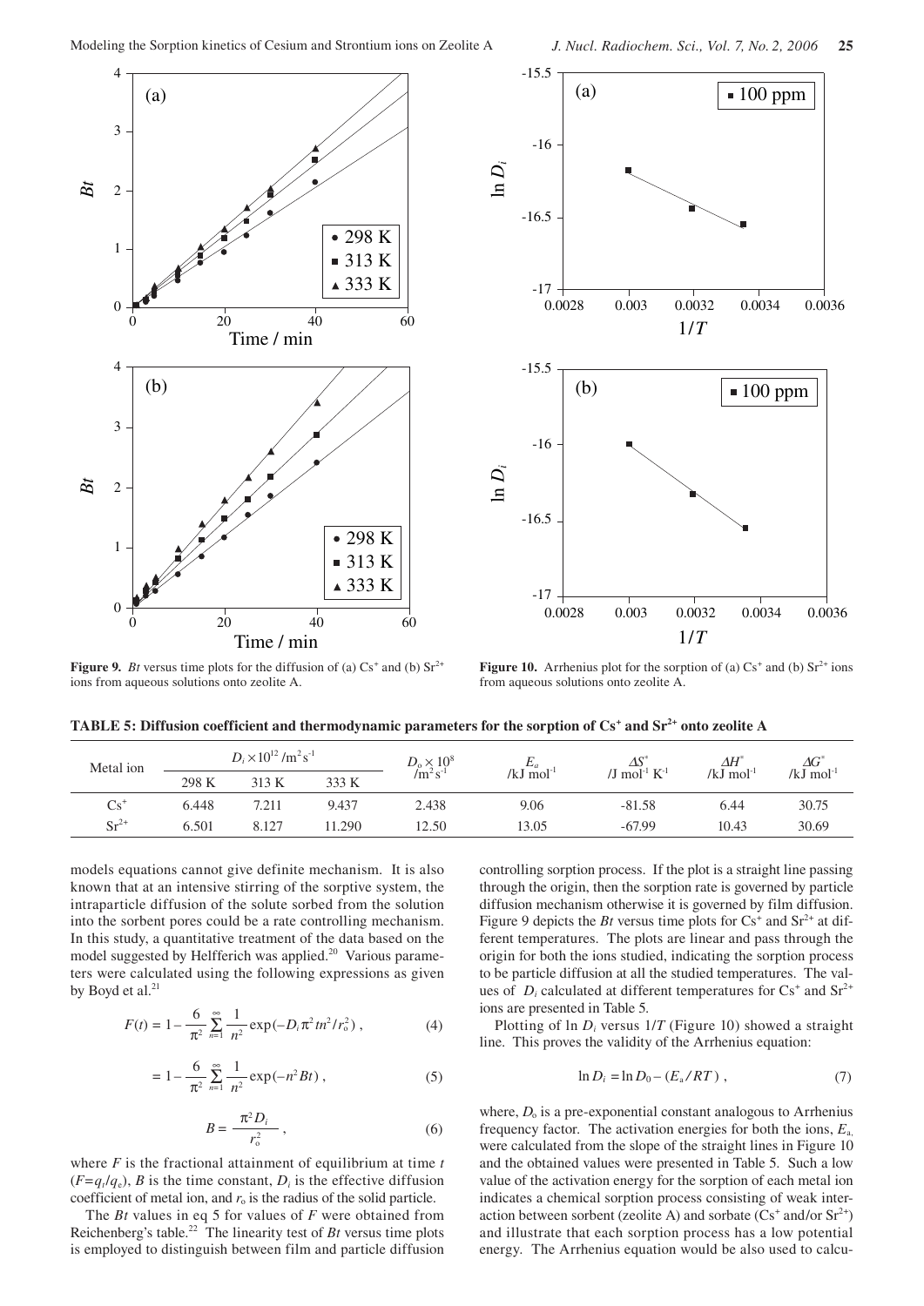Figure 9. $Bt$ versus time plots for the diffusion of (a) $Cs^+$ and (b) $Sr^{2+}$ ions from aqueous solutions onto zeolite A.

Figure 10. Arrhenius plot for the sorption of (a) $Cs^+$ and (b) $Sr^{2+}$ ions from aqueous solutions onto zeolite A.

**TABLE 5: Diffusion coefficient and thermodynamic parameters for the sorption of $Cs^+$ and $Sr^{2+}$ onto zeolite A**

| Metal ion | $D_i \times 10^{12}$ /m$^2$s$^{-1}$ | | | $D_o \times 10^8$ /m$^2$ s$^{-1}$ | $E_a$ /kJ mol$^{-1}$ | $\Delta S^*$ /J mol$^{-1}$ K$^{-1}$ | $\Delta H^*$ /kJ mol$^{-1}$ | $\Delta G^*$ /kJ mol$^{-1}$ |
|---|---|---|---|---|---|---|---|---|
| | 298 K | 313 K | 333 K | | | | | |
| $Cs^+$ | 6.448 | 7.211 | 9.437 | 2.438 | 9.06 | -81.58 | 6.44 | 30.75 |
| $Sr^{2+}$ | 6.501 | 8.127 | 11.290 | 12.50 | 13.05 | -67.99 | 10.43 | 30.69 |

models equations cannot give definite mechanism. It is also known that at an intensive stirring of the sorptive system, the intraparticle diffusion of the solute sorbed from the solution into the sorbent pores could be a rate controlling mechanism. In this study, a quantitative treatment of the data based on the model suggested by Helfferich was applied.[20] Various parameters were calculated using the following expressions as given by Boyd et al.[21]

$$F(t) = 1 - \frac{6}{\pi^2} \sum_{n=1}^{\infty} \frac{1}{n^2} \exp(-D_i \pi^2 t n^2 / r_o^2) \,, \tag{4}$$

$$= 1 - \frac{6}{\pi^2} \sum_{n=1}^{\infty} \frac{1}{n^2} \exp(-n^2 Bt) \,, \tag{5}$$

$$B = \frac{\pi^2 D_i}{r_o^2} \,, \tag{6}$$

where $F$ is the fractional attainment of equilibrium at time $t$ ($F=q_t/q_e$), $B$ is the time constant, $D_i$ is the effective diffusion coefficient of metal ion, and $r_o$ is the radius of the solid particle.

The $Bt$ values in eq 5 for values of $F$ were obtained from Reichenberg's table.[22] The linearity test of $Bt$ versus time plots is employed to distinguish between film and particle diffusion controlling sorption process. If the plot is a straight line passing through the origin, then the sorption rate is governed by particle diffusion mechanism otherwise it is governed by film diffusion. Figure 9 depicts the $Bt$ versus time plots for $Cs^+$ and $Sr^{2+}$ at different temperatures. The plots are linear and pass through the origin for both the ions studied, indicating the sorption process to be particle diffusion at all the studied temperatures. The values of $D_i$ calculated at different temperatures for $Cs^+$ and $Sr^{2+}$ ions are presented in Table 5.

Plotting of $\ln D_i$ versus $1/T$ (Figure 10) showed a straight line. This proves the validity of the Arrhenius equation:

$$\ln D_i = \ln D_0 - (E_a / RT) \,, \tag{7}$$

where, $D_o$ is a pre-exponential constant analogous to Arrhenius frequency factor. The activation energies for both the ions, $E_a$, were calculated from the slope of the straight lines in Figure 10 and the obtained values were presented in Table 5. Such a low value of the activation energy for the sorption of each metal ion indicates a chemical sorption process consisting of weak interaction between sorbent (zeolite A) and sorbate ($Cs^+$ and/or $Sr^{2+}$) and illustrate that each sorption process has a low potential energy. The Arrhenius equation would be also used to calcu-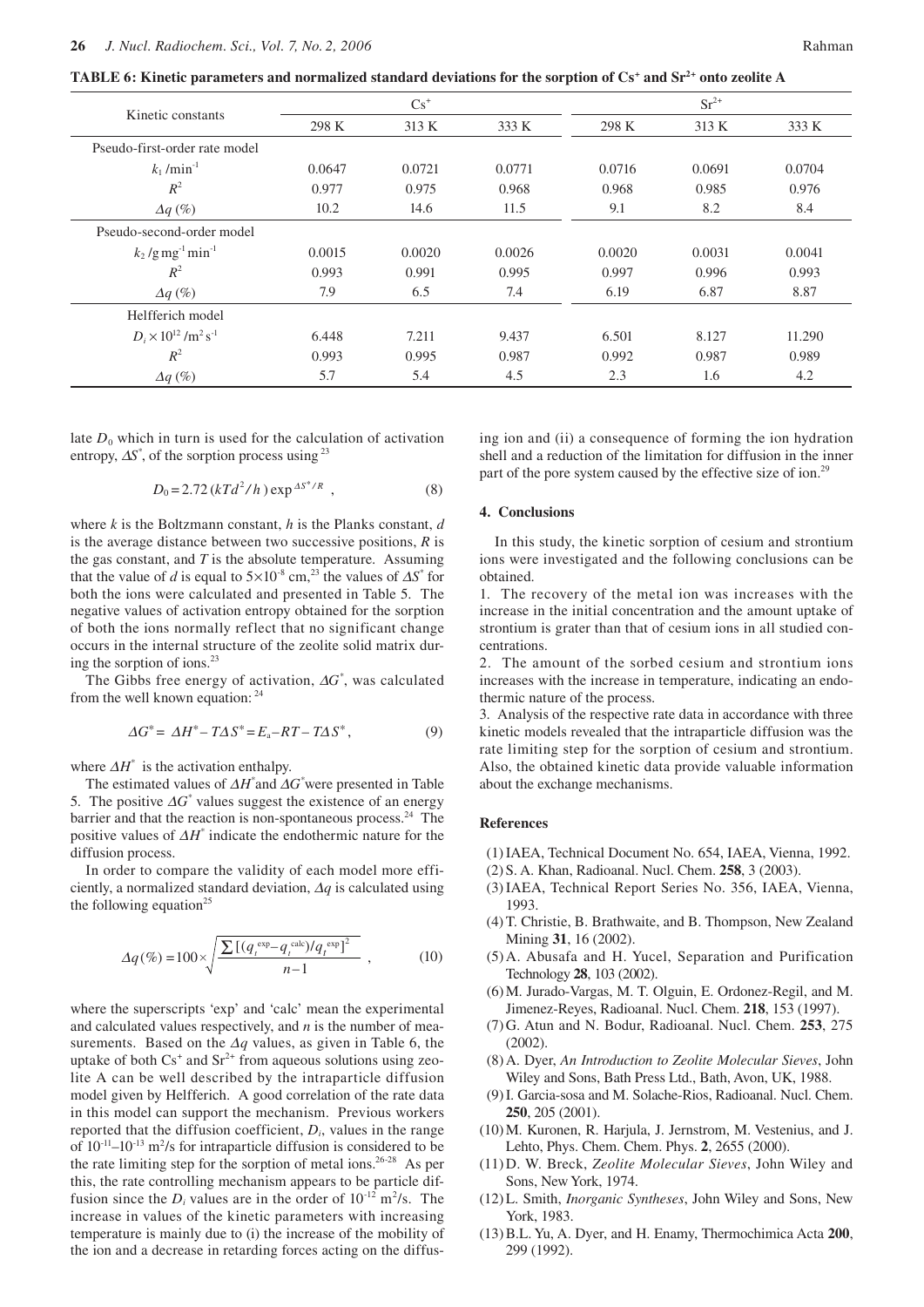**TABLE 6: Kinetic parameters and normalized standard deviations for the sorption of $Cs^+$ and $Sr^{2+}$ onto zeolite A**

| Kinetic constants | $Cs^+$ | | | $Sr^{2+}$ | | |
|---|---|---|---|---|---|---|
| | 298 K | 313 K | 333 K | 298 K | 313 K | 333 K |
| Pseudo-first-order rate model | | | | | | |
| $k_1$ /min$^{-1}$ | 0.0647 | 0.0721 | 0.0771 | 0.0716 | 0.0691 | 0.0704 |
| $R^2$ | 0.977 | 0.975 | 0.968 | 0.968 | 0.985 | 0.976 |
| $\Delta q$ (%) | 10.2 | 14.6 | 11.5 | 9.1 | 8.2 | 8.4 |
| Pseudo-second-order model | | | | | | |
| $k_2$ /g mg$^{-1}$ min$^{-1}$ | 0.0015 | 0.0020 | 0.0026 | 0.0020 | 0.0031 | 0.0041 |
| $R^2$ | 0.993 | 0.991 | 0.995 | 0.997 | 0.996 | 0.993 |
| $\Delta q$ (%) | 7.9 | 6.5 | 7.4 | 6.19 | 6.87 | 8.87 |
| Helfferich model | | | | | | |
| $D_i \times 10^{12}$ /m$^2$ s$^{-1}$ | 6.448 | 7.211 | 9.437 | 6.501 | 8.127 | 11.290 |
| $R^2$ | 0.993 | 0.995 | 0.987 | 0.992 | 0.987 | 0.989 |
| $\Delta q$ (%) | 5.7 | 5.4 | 4.5 | 2.3 | 1.6 | 4.2 |

late $D_0$ which in turn is used for the calculation of activation entropy, $\Delta S^*$, of the sorption process using [23]

$$D_0 = 2.72\,(kTd^2/h)\exp^{\Delta S^*/R}\ , \tag{8}$$

where $k$ is the Boltzmann constant, $h$ is the Planks constant, $d$ is the average distance between two successive positions, $R$ is the gas constant, and $T$ is the absolute temperature. Assuming that the value of $d$ is equal to $5\times10^{-8}$ cm,[23] the values of $\Delta S^*$ for both the ions were calculated and presented in Table 5. The negative values of activation entropy obtained for the sorption of both the ions normally reflect that no significant change occurs in the internal structure of the zeolite solid matrix during the sorption of ions.[23]

The Gibbs free energy of activation, $\Delta G^*$, was calculated from the well known equation: [24]

$$\Delta G^* = \Delta H^* - T\Delta S^* = E_a - RT - T\Delta S^*, \tag{9}$$

where $\Delta H^*$ is the activation enthalpy.

The estimated values of $\Delta H^*$ and $\Delta G^*$ were presented in Table 5. The positive $\Delta G^*$ values suggest the existence of an energy barrier and that the reaction is non-spontaneous process.[24] The positive values of $\Delta H^*$ indicate the endothermic nature for the diffusion process.

In order to compare the validity of each model more efficiently, a normalized standard deviation, $\Delta q$ is calculated using the following equation[25]

$$\Delta q(\%) = 100\times\sqrt{\frac{\sum[(q_t^{\exp} - q_t^{\text{calc}})/q_t^{\exp}]^2}{n-1}}\ , \tag{10}$$

where the superscripts 'exp' and 'calc' mean the experimental and calculated values respectively, and $n$ is the number of measurements. Based on the $\Delta q$ values, as given in Table 6, the uptake of both $Cs^+$ and $Sr^{2+}$ from aqueous solutions using zeolite A can be well described by the intraparticle diffusion model given by Helfferich. A good correlation of the rate data in this model can support the mechanism. Previous workers reported that the diffusion coefficient, $D_i$, values in the range of $10^{-11}$–$10^{-13}$ m$^2$/s for intraparticle diffusion is considered to be the rate limiting step for the sorption of metal ions.[26-28] As per this, the rate controlling mechanism appears to be particle diffusion since the $D_i$ values are in the order of $10^{-12}$ m$^2$/s. The increase in values of the kinetic parameters with increasing temperature is mainly due to (i) the increase of the mobility of the ion and a decrease in retarding forces acting on the diffusing ion and (ii) a consequence of forming the ion hydration shell and a reduction of the limitation for diffusion in the inner part of the pore system caused by the effective size of ion.[29]

## 4. Conclusions

In this study, the kinetic sorption of cesium and strontium ions were investigated and the following conclusions can be obtained.

1. The recovery of the metal ion was increases with the increase in the initial concentration and the amount uptake of strontium is grater than that of cesium ions in all studied concentrations.
2. The amount of the sorbed cesium and strontium ions increases with the increase in temperature, indicating an endothermic nature of the process.
3. Analysis of the respective rate data in accordance with three kinetic models revealed that the intraparticle diffusion was the rate limiting step for the sorption of cesium and strontium. Also, the obtained kinetic data provide valuable information about the exchange mechanisms.

## References

(1) IAEA, Technical Document No. 654, IAEA, Vienna, 1992.
(2) S. A. Khan, Radioanal. Nucl. Chem. **258**, 3 (2003).
(3) IAEA, Technical Report Series No. 356, IAEA, Vienna, 1993.
(4) T. Christie, B. Brathwaite, and B. Thompson, New Zealand Mining **31**, 16 (2002).
(5) A. Abusafa and H. Yucel, Separation and Purification Technology **28**, 103 (2002).
(6) M. Jurado-Vargas, M. T. Olguin, E. Ordonez-Regil, and M. Jimenez-Reyes, Radioanal. Nucl. Chem. **218**, 153 (1997).
(7) G. Atun and N. Bodur, Radioanal. Nucl. Chem. **253**, 275 (2002).
(8) A. Dyer, *An Introduction to Zeolite Molecular Sieves*, John Wiley and Sons, Bath Press Ltd., Bath, Avon, UK, 1988.
(9) I. Garcia-sosa and M. Solache-Rios, Radioanal. Nucl. Chem. **250**, 205 (2001).
(10) M. Kuronen, R. Harjula, J. Jernstrom, M. Vestenius, and J. Lehto, Phys. Chem. Chem. Phys. **2**, 2655 (2000).
(11) D. W. Breck, *Zeolite Molecular Sieves*, John Wiley and Sons, New York, 1974.
(12) L. Smith, *Inorganic Syntheses*, John Wiley and Sons, New York, 1983.
(13) B.L. Yu, A. Dyer, and H. Enamy, Thermochimica Acta **200**, 299 (1992).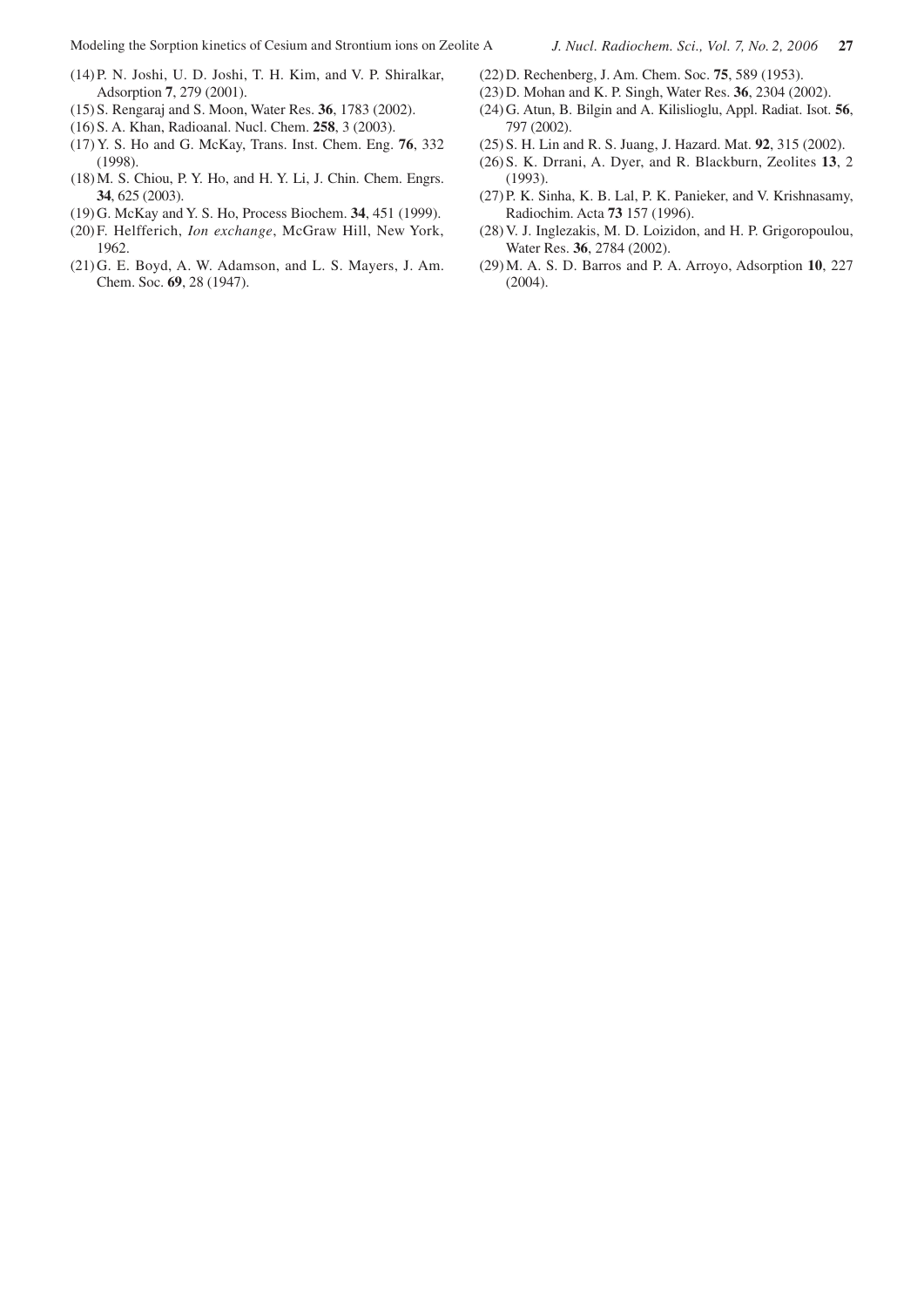(14) P. N. Joshi, U. D. Joshi, T. H. Kim, and V. P. Shiralkar, Adsorption **7**, 279 (2001).

(15) S. Rengaraj and S. Moon, Water Res. **36**, 1783 (2002).

(16) S. A. Khan, Radioanal. Nucl. Chem. **258**, 3 (2003).

(17) Y. S. Ho and G. McKay, Trans. Inst. Chem. Eng. **76**, 332 (1998).

(18) M. S. Chiou, P. Y. Ho, and H. Y. Li, J. Chin. Chem. Engrs. **34**, 625 (2003).

(19) G. McKay and Y. S. Ho, Process Biochem. **34**, 451 (1999).

(20) F. Helfferich, *Ion exchange*, McGraw Hill, New York, 1962.

(21) G. E. Boyd, A. W. Adamson, and L. S. Mayers, J. Am. Chem. Soc. **69**, 28 (1947).

(22) D. Rechenberg, J. Am. Chem. Soc. **75**, 589 (1953).

(23) D. Mohan and K. P. Singh, Water Res. **36**, 2304 (2002).

(24) G. Atun, B. Bilgin and A. Kilislioglu, Appl. Radiat. Isot. **56**, 797 (2002).

(25) S. H. Lin and R. S. Juang, J. Hazard. Mat. **92**, 315 (2002).

(26) S. K. Drrani, A. Dyer, and R. Blackburn, Zeolites **13**, 2 (1993).

(27) P. K. Sinha, K. B. Lal, P. K. Panieker, and V. Krishnasamy, Radiochim. Acta **73** 157 (1996).

(28) V. J. Inglezakis, M. D. Loizidon, and H. P. Grigoropoulou, Water Res. **36**, 2784 (2002).

(29) M. A. S. D. Barros and P. A. Arroyo, Adsorption **10**, 227 (2004).